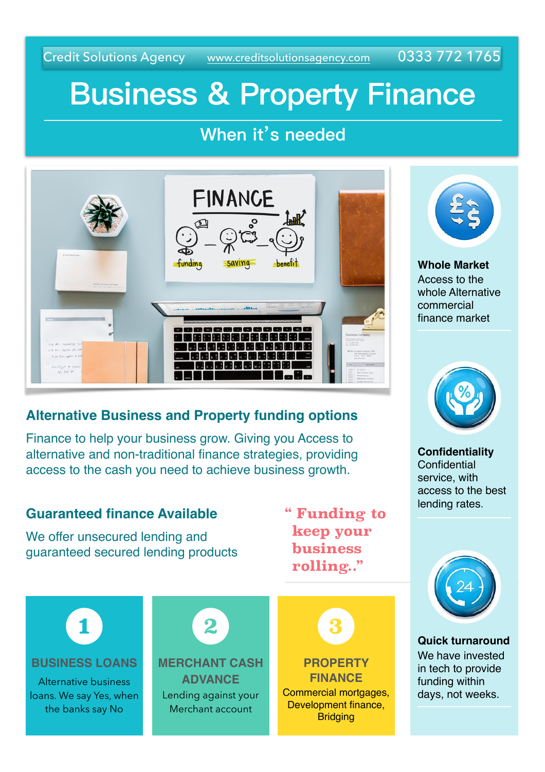Credit Solutions Agency www.creditsolutionsagency.com 0333 772 1765

# Business & Property Finance

## When it's needed

### Alternative Business and Property funding options

Finance to help your business grow. Giving you Access to alternative and non-traditional finance strategies, providing access to the cash you need to achieve business growth.

### Guaranteed finance Available

We offer unsecured lending and guaranteed secured lending products

> **" Funding to keep your business rolling.."**

**1**

**BUSINESS LOANS**

Alternative business loans. We say Yes, when the banks say No

**2**

**MERCHANT CASH ADVANCE**

Lending against your Merchant account

**3**

**PROPERTY FINANCE**

Commercial mortgages, Development finance, Bridging

**Whole Market**
Access to the whole Alternative commercial finance market

**Confidentiality**
Confidential service, with access to the best lending rates.

**Quick turnaround**
We have invested in tech to provide funding within days, not weeks.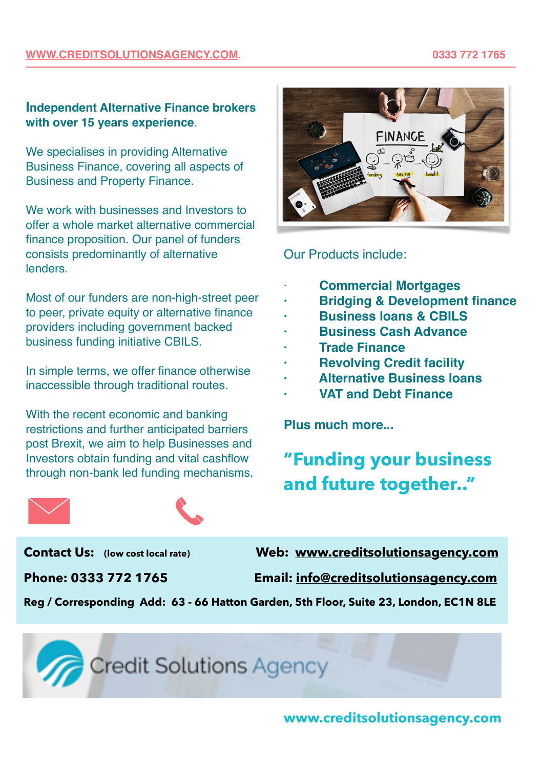**Independent Alternative Finance brokers with over 15 years experience.**

We specialises in providing Alternative Business Finance, covering all aspects of Business and Property Finance.

We work with businesses and Investors to offer a whole market alternative commercial finance proposition. Our panel of funders consists predominantly of alternative lenders.

Most of our funders are non-high-street peer to peer, private equity or alternative finance providers including government backed business funding initiative CBILS.

In simple terms, we offer finance otherwise inaccessible through traditional routes.

With the recent economic and banking restrictions and further anticipated barriers post Brexit, we aim to help Businesses and Investors obtain funding and vital cashflow through non-bank led funding mechanisms.

Our Products include:

- **Commercial Mortgages**
- **Bridging & Development finance**
- **Business loans & CBILS**
- **Business Cash Advance**
- **Trade Finance**
- **Revolving Credit facility**
- **Alternative Business loans**
- **VAT and Debt Finance**

**Plus much more...**

## "Funding your business and future together.."

**Contact Us:** **(low cost local rate)**

**Phone: 0333 772 1765**

**Web: www.creditsolutionsagency.com**

**Email: info@creditsolutionsagency.com**

**Reg / Corresponding Add: 63 - 66 Hatton Garden, 5th Floor, Suite 23, London, EC1N 8LE**

Credit Solutions Agency

**www.creditsolutionsagency.com**